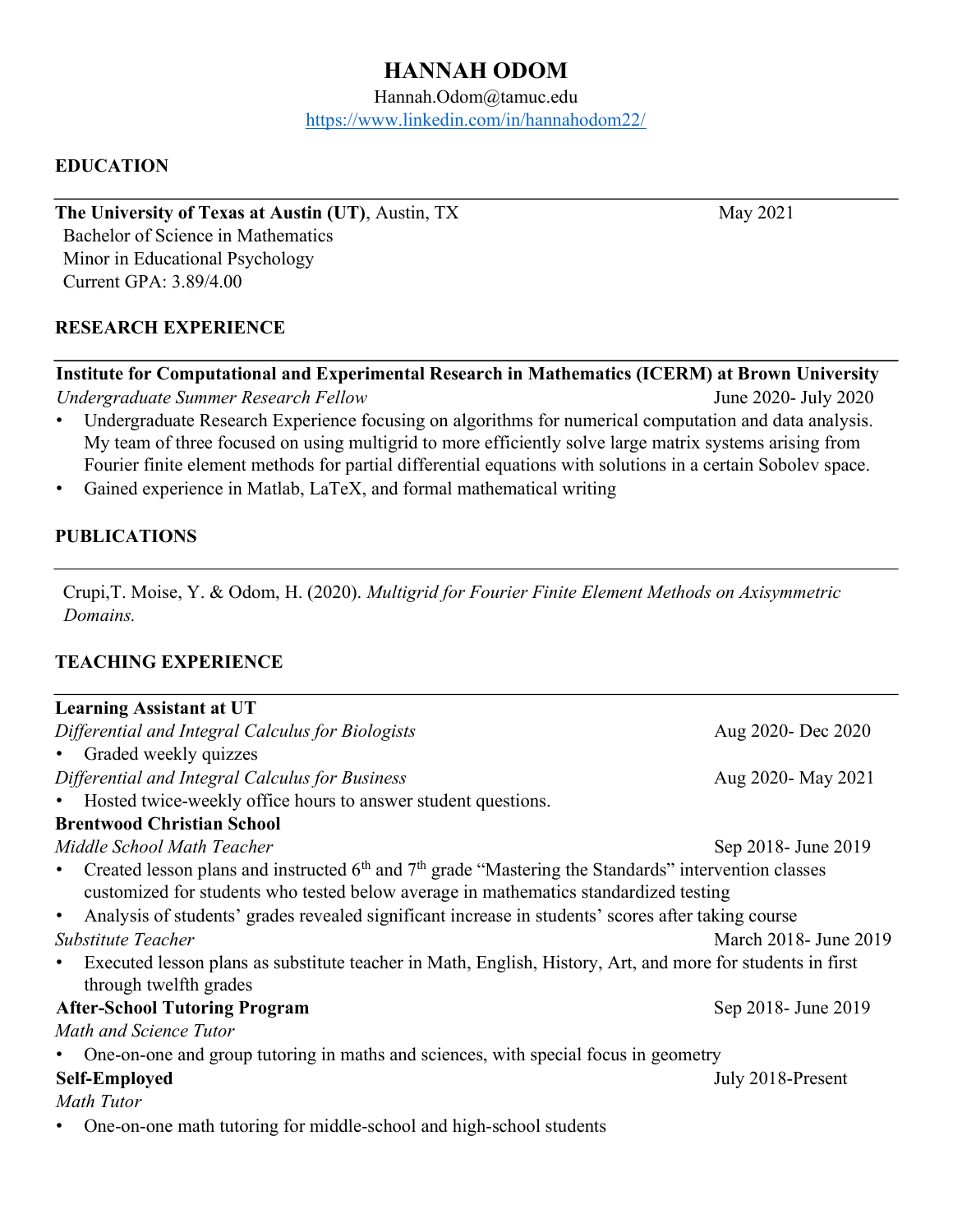# HANNAH ODOM

Hannah.Odom@tamuc.edu
https://www.linkedin.com/in/hannahodom22/

## EDUCATION

**The University of Texas at Austin (UT)**, Austin, TX — May 2021
Bachelor of Science in Mathematics
Minor in Educational Psychology
Current GPA: 3.89/4.00

## RESEARCH EXPERIENCE

**Institute for Computational and Experimental Research in Mathematics (ICERM) at Brown University**
*Undergraduate Summer Research Fellow* — June 2020- July 2020

- Undergraduate Research Experience focusing on algorithms for numerical computation and data analysis. My team of three focused on using multigrid to more efficiently solve large matrix systems arising from Fourier finite element methods for partial differential equations with solutions in a certain Sobolev space.
- Gained experience in Matlab, LaTeX, and formal mathematical writing

## PUBLICATIONS

Crupi,T. Moise, Y. & Odom, H. (2020). *Multigrid for Fourier Finite Element Methods on Axisymmetric Domains.*

## TEACHING EXPERIENCE

**Learning Assistant at UT**

*Differential and Integral Calculus for Biologists* — Aug 2020- Dec 2020

- Graded weekly quizzes

*Differential and Integral Calculus for Business* — Aug 2020- May 2021

- Hosted twice-weekly office hours to answer student questions.

**Brentwood Christian School**

*Middle School Math Teacher* — Sep 2018- June 2019

- Created lesson plans and instructed 6th and 7th grade "Mastering the Standards" intervention classes customized for students who tested below average in mathematics standardized testing
- Analysis of students' grades revealed significant increase in students' scores after taking course

*Substitute Teacher* — March 2018- June 2019

- Executed lesson plans as substitute teacher in Math, English, History, Art, and more for students in first through twelfth grades

**After-School Tutoring Program** — Sep 2018- June 2019

*Math and Science Tutor*

- One-on-one and group tutoring in maths and sciences, with special focus in geometry

**Self-Employed** — July 2018-Present

*Math Tutor*

- One-on-one math tutoring for middle-school and high-school students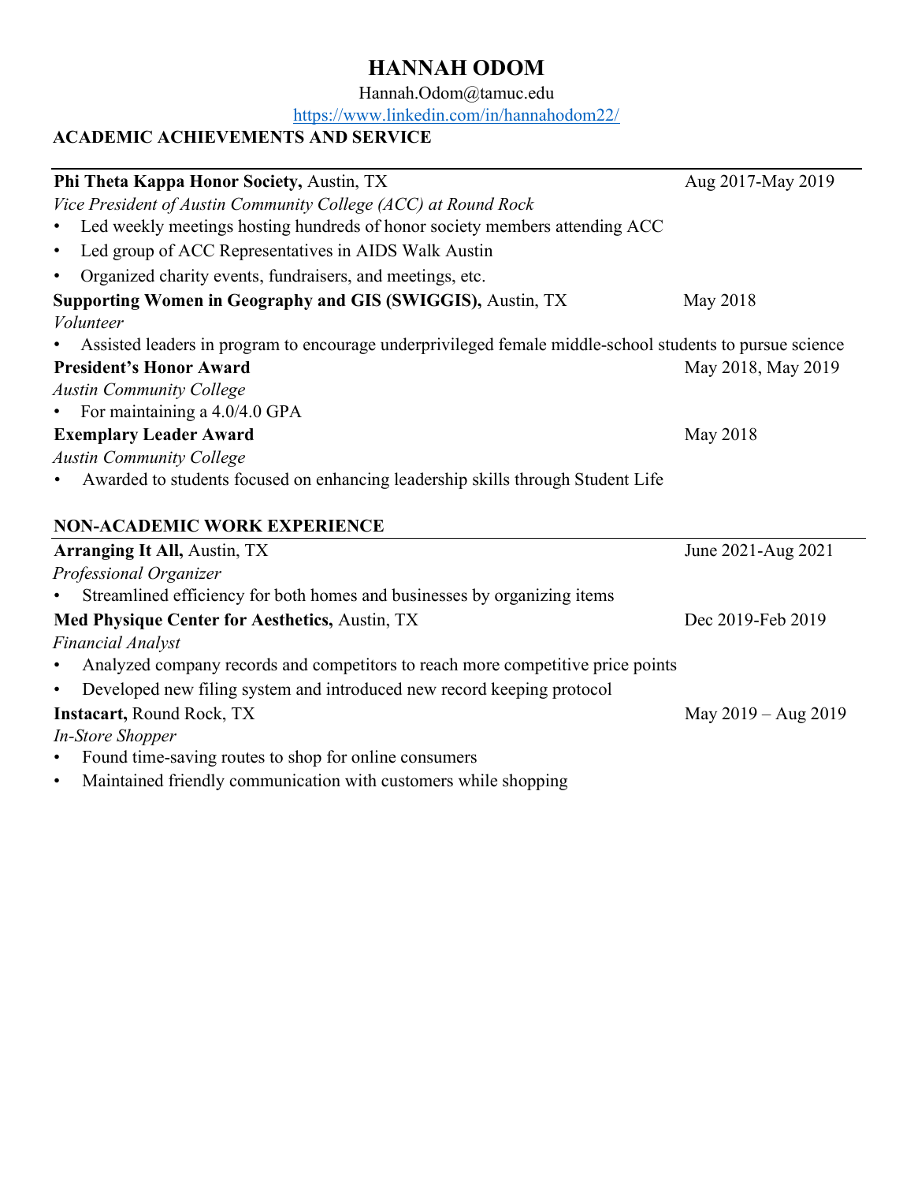# HANNAH ODOM

Hannah.Odom@tamuc.edu

https://www.linkedin.com/in/hannahodom22/

## ACADEMIC ACHIEVEMENTS AND SERVICE

**Phi Theta Kappa Honor Society,** Austin, TX — Aug 2017-May 2019

*Vice President of Austin Community College (ACC) at Round Rock*

- Led weekly meetings hosting hundreds of honor society members attending ACC
- Led group of ACC Representatives in AIDS Walk Austin
- Organized charity events, fundraisers, and meetings, etc.

**Supporting Women in Geography and GIS (SWIGGIS),** Austin, TX — May 2018

*Volunteer*

- Assisted leaders in program to encourage underprivileged female middle-school students to pursue science

**President's Honor Award** — May 2018, May 2019

*Austin Community College*

- For maintaining a 4.0/4.0 GPA

**Exemplary Leader Award** — May 2018

*Austin Community College*

- Awarded to students focused on enhancing leadership skills through Student Life

## NON-ACADEMIC WORK EXPERIENCE

**Arranging It All,** Austin, TX — June 2021-Aug 2021

*Professional Organizer*

- Streamlined efficiency for both homes and businesses by organizing items

**Med Physique Center for Aesthetics,** Austin, TX — Dec 2019-Feb 2019

*Financial Analyst*

- Analyzed company records and competitors to reach more competitive price points
- Developed new filing system and introduced new record keeping protocol

**Instacart,** Round Rock, TX — May 2019 – Aug 2019

*In-Store Shopper*

- Found time-saving routes to shop for online consumers
- Maintained friendly communication with customers while shopping